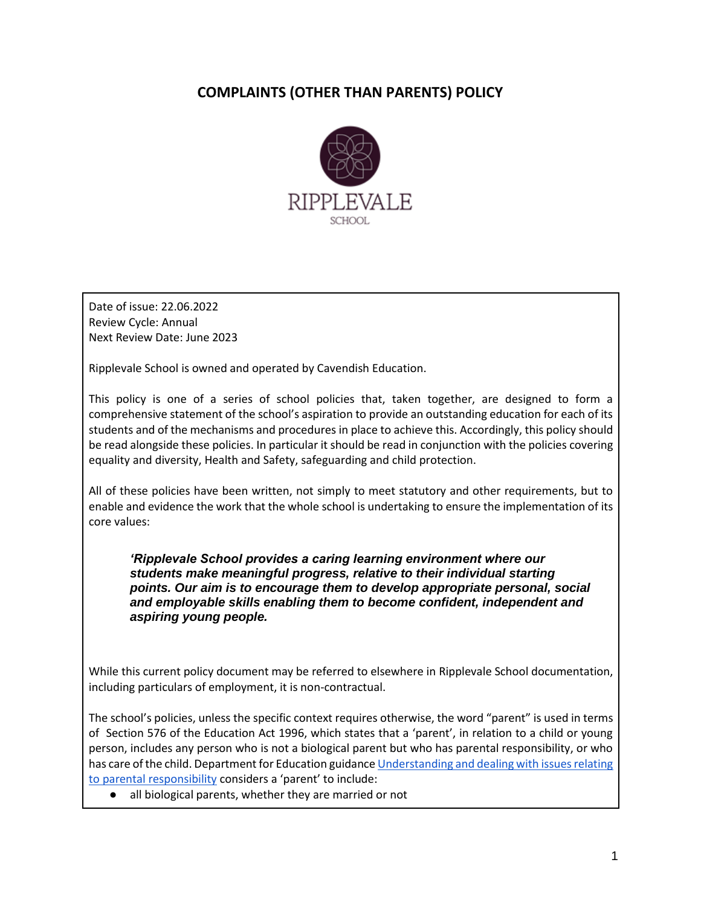# COMPLAINTS (OTHER THAN PARENTS) POLICY

RIPPLEVALE

SCHOOL

Date of issue: 22.06.2022
Review Cycle: Annual
Next Review Date: June 2023

Ripplevale School is owned and operated by Cavendish Education.

This policy is one of a series of school policies that, taken together, are designed to form a comprehensive statement of the school's aspiration to provide an outstanding education for each of its students and of the mechanisms and procedures in place to achieve this. Accordingly, this policy should be read alongside these policies. In particular it should be read in conjunction with the policies covering equality and diversity, Health and Safety, safeguarding and child protection.

All of these policies have been written, not simply to meet statutory and other requirements, but to enable and evidence the work that the whole school is undertaking to ensure the implementation of its core values:

> ***'Ripplevale School provides a caring learning environment where our students make meaningful progress, relative to their individual starting points. Our aim is to encourage them to develop appropriate personal, social and employable skills enabling them to become confident, independent and aspiring young people.***

While this current policy document may be referred to elsewhere in Ripplevale School documentation, including particulars of employment, it is non-contractual.

The school's policies, unless the specific context requires otherwise, the word "parent" is used in terms of Section 576 of the Education Act 1996, which states that a 'parent', in relation to a child or young person, includes any person who is not a biological parent but who has parental responsibility, or who has care of the child. Department for Education guidance [Understanding and dealing with issues relating to parental responsibility] considers a 'parent' to include:

- all biological parents, whether they are married or not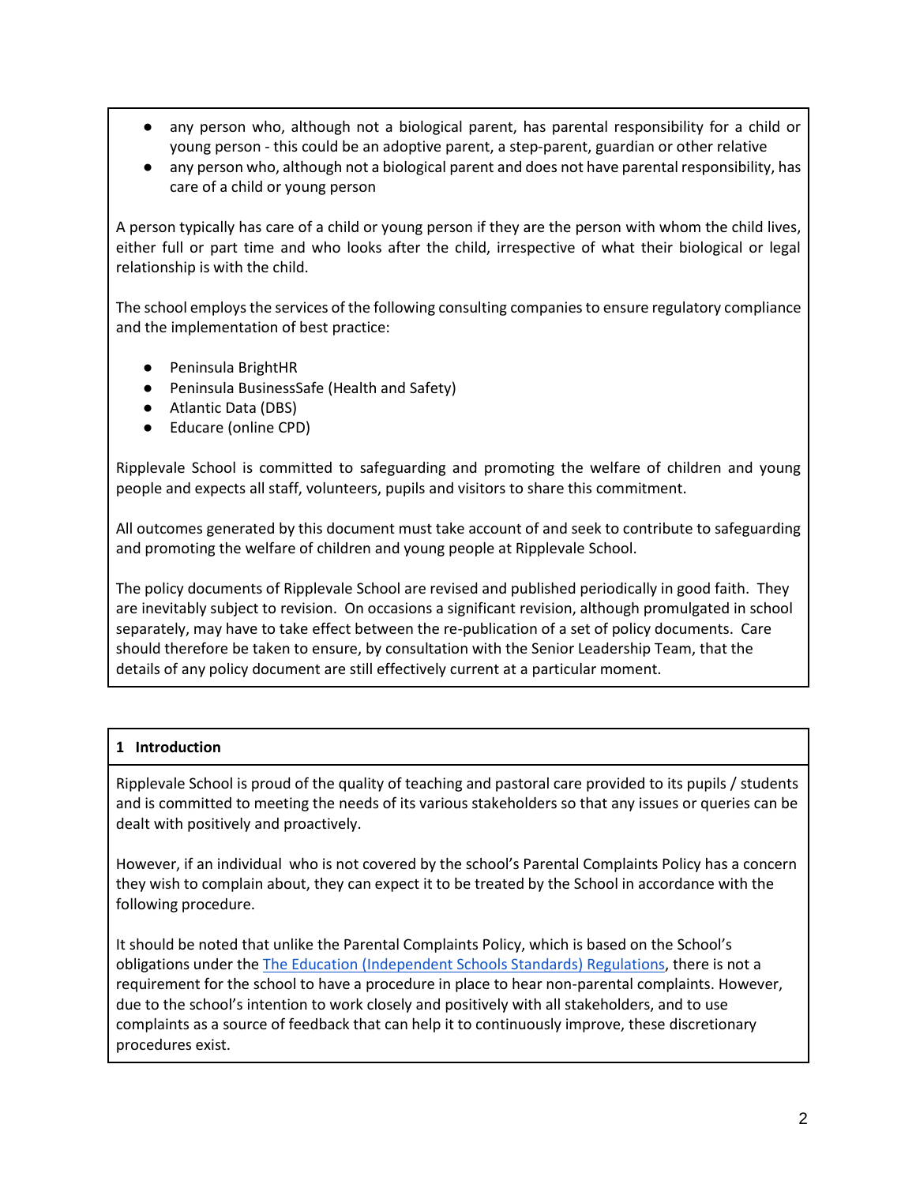- any person who, although not a biological parent, has parental responsibility for a child or young person - this could be an adoptive parent, a step-parent, guardian or other relative
- any person who, although not a biological parent and does not have parental responsibility, has care of a child or young person

A person typically has care of a child or young person if they are the person with whom the child lives, either full or part time and who looks after the child, irrespective of what their biological or legal relationship is with the child.

The school employs the services of the following consulting companies to ensure regulatory compliance and the implementation of best practice:

- Peninsula BrightHR
- Peninsula BusinessSafe (Health and Safety)
- Atlantic Data (DBS)
- Educare (online CPD)

Ripplevale School is committed to safeguarding and promoting the welfare of children and young people and expects all staff, volunteers, pupils and visitors to share this commitment.

All outcomes generated by this document must take account of and seek to contribute to safeguarding and promoting the welfare of children and young people at Ripplevale School.

The policy documents of Ripplevale School are revised and published periodically in good faith. They are inevitably subject to revision. On occasions a significant revision, although promulgated in school separately, may have to take effect between the re-publication of a set of policy documents. Care should therefore be taken to ensure, by consultation with the Senior Leadership Team, that the details of any policy document are still effectively current at a particular moment.

## 1 Introduction

Ripplevale School is proud of the quality of teaching and pastoral care provided to its pupils / students and is committed to meeting the needs of its various stakeholders so that any issues or queries can be dealt with positively and proactively.

However, if an individual who is not covered by the school's Parental Complaints Policy has a concern they wish to complain about, they can expect it to be treated by the School in accordance with the following procedure.

It should be noted that unlike the Parental Complaints Policy, which is based on the School's obligations under the The Education (Independent Schools Standards) Regulations, there is not a requirement for the school to have a procedure in place to hear non-parental complaints. However, due to the school's intention to work closely and positively with all stakeholders, and to use complaints as a source of feedback that can help it to continuously improve, these discretionary procedures exist.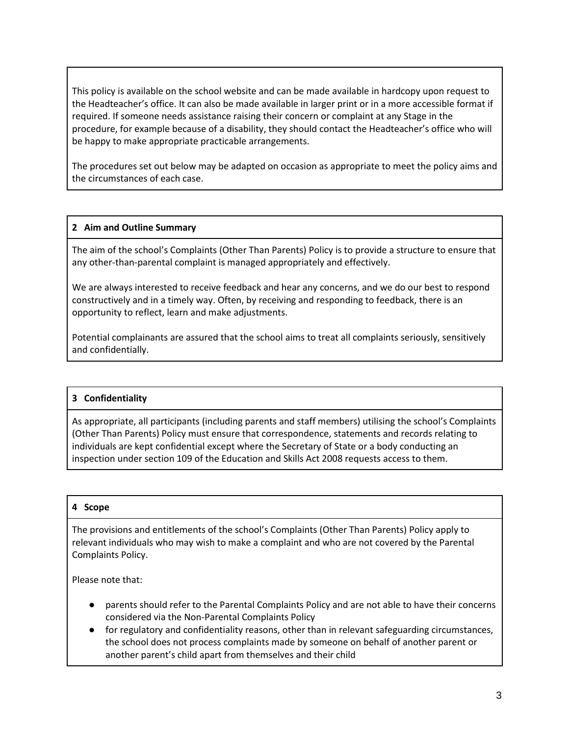This policy is available on the school website and can be made available in hardcopy upon request to the Headteacher's office. It can also be made available in larger print or in a more accessible format if required. If someone needs assistance raising their concern or complaint at any Stage in the procedure, for example because of a disability, they should contact the Headteacher's office who will be happy to make appropriate practicable arrangements.

The procedures set out below may be adapted on occasion as appropriate to meet the policy aims and the circumstances of each case.

## 2 Aim and Outline Summary

The aim of the school's Complaints (Other Than Parents) Policy is to provide a structure to ensure that any other-than-parental complaint is managed appropriately and effectively.

We are always interested to receive feedback and hear any concerns, and we do our best to respond constructively and in a timely way. Often, by receiving and responding to feedback, there is an opportunity to reflect, learn and make adjustments.

Potential complainants are assured that the school aims to treat all complaints seriously, sensitively and confidentially.

## 3 Confidentiality

As appropriate, all participants (including parents and staff members) utilising the school's Complaints (Other Than Parents) Policy must ensure that correspondence, statements and records relating to individuals are kept confidential except where the Secretary of State or a body conducting an inspection under section 109 of the Education and Skills Act 2008 requests access to them.

## 4 Scope

The provisions and entitlements of the school's Complaints (Other Than Parents) Policy apply to relevant individuals who may wish to make a complaint and who are not covered by the Parental Complaints Policy.

Please note that:

- parents should refer to the Parental Complaints Policy and are not able to have their concerns considered via the Non-Parental Complaints Policy
- for regulatory and confidentiality reasons, other than in relevant safeguarding circumstances, the school does not process complaints made by someone on behalf of another parent or another parent's child apart from themselves and their child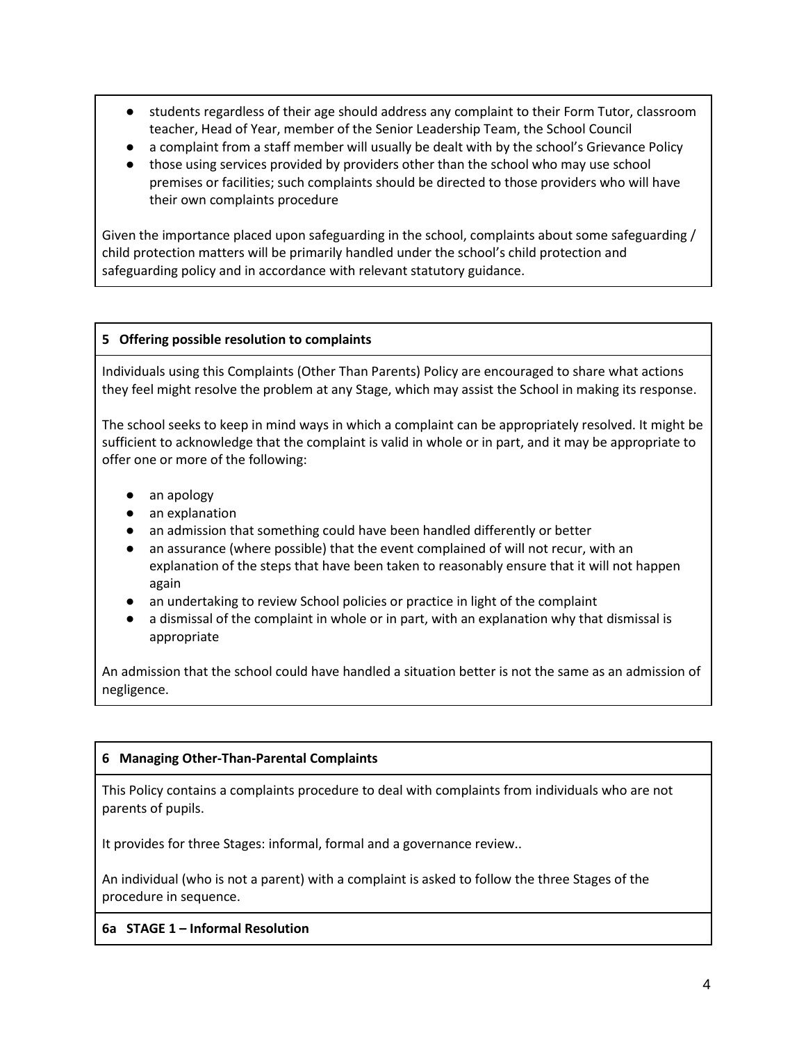- students regardless of their age should address any complaint to their Form Tutor, classroom teacher, Head of Year, member of the Senior Leadership Team, the School Council
- a complaint from a staff member will usually be dealt with by the school's Grievance Policy
- those using services provided by providers other than the school who may use school premises or facilities; such complaints should be directed to those providers who will have their own complaints procedure

Given the importance placed upon safeguarding in the school, complaints about some safeguarding / child protection matters will be primarily handled under the school's child protection and safeguarding policy and in accordance with relevant statutory guidance.

## 5 Offering possible resolution to complaints

Individuals using this Complaints (Other Than Parents) Policy are encouraged to share what actions they feel might resolve the problem at any Stage, which may assist the School in making its response.

The school seeks to keep in mind ways in which a complaint can be appropriately resolved. It might be sufficient to acknowledge that the complaint is valid in whole or in part, and it may be appropriate to offer one or more of the following:

- an apology
- an explanation
- an admission that something could have been handled differently or better
- an assurance (where possible) that the event complained of will not recur, with an explanation of the steps that have been taken to reasonably ensure that it will not happen again
- an undertaking to review School policies or practice in light of the complaint
- a dismissal of the complaint in whole or in part, with an explanation why that dismissal is appropriate

An admission that the school could have handled a situation better is not the same as an admission of negligence.

## 6 Managing Other-Than-Parental Complaints

This Policy contains a complaints procedure to deal with complaints from individuals who are not parents of pupils.

It provides for three Stages: informal, formal and a governance review..

An individual (who is not a parent) with a complaint is asked to follow the three Stages of the procedure in sequence.

### 6a STAGE 1 – Informal Resolution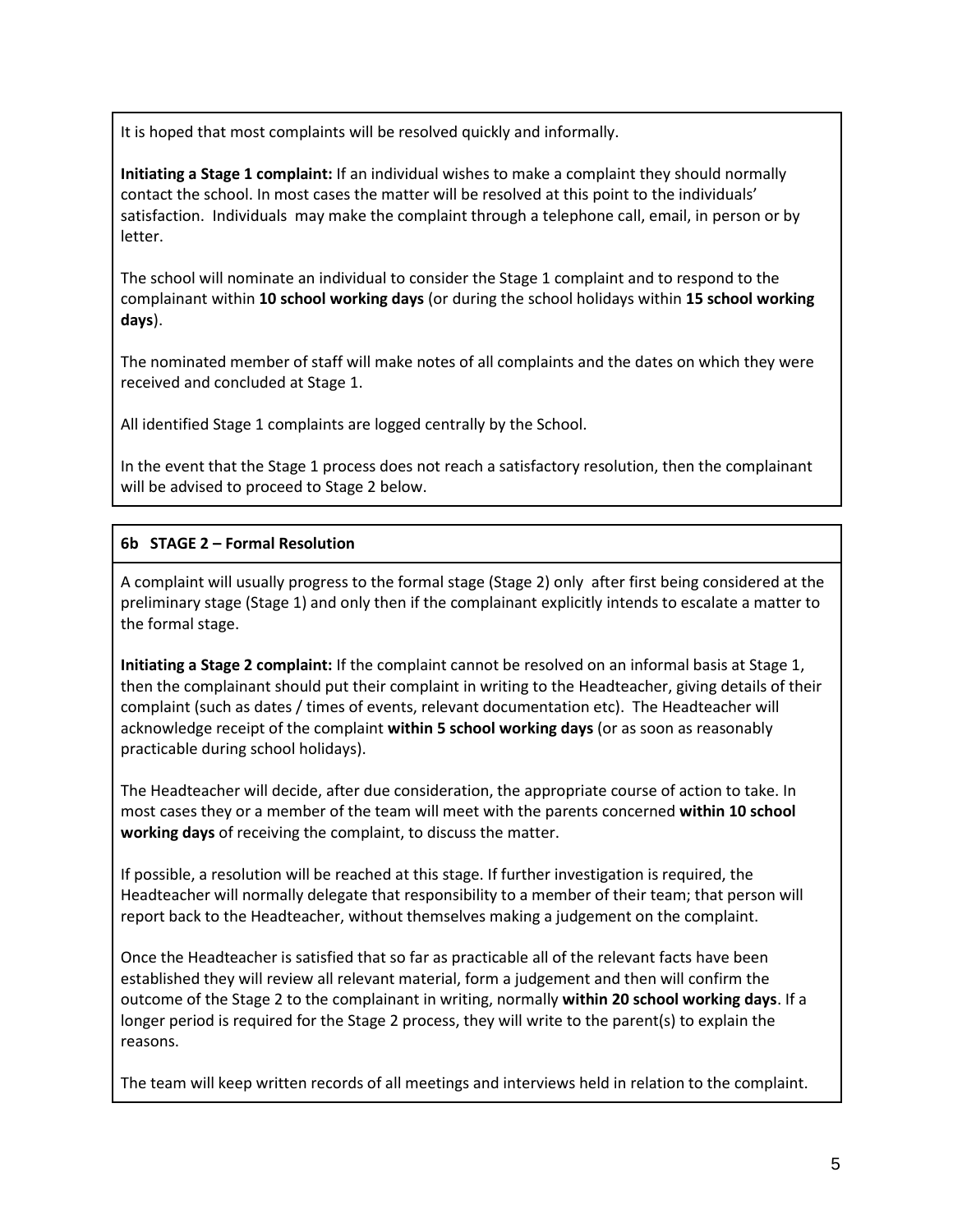It is hoped that most complaints will be resolved quickly and informally.

**Initiating a Stage 1 complaint:** If an individual wishes to make a complaint they should normally contact the school. In most cases the matter will be resolved at this point to the individuals' satisfaction. Individuals may make the complaint through a telephone call, email, in person or by letter.

The school will nominate an individual to consider the Stage 1 complaint and to respond to the complainant within **10 school working days** (or during the school holidays within **15 school working days**).

The nominated member of staff will make notes of all complaints and the dates on which they were received and concluded at Stage 1.

All identified Stage 1 complaints are logged centrally by the School.

In the event that the Stage 1 process does not reach a satisfactory resolution, then the complainant will be advised to proceed to Stage 2 below.

### 6b STAGE 2 – Formal Resolution

A complaint will usually progress to the formal stage (Stage 2) only after first being considered at the preliminary stage (Stage 1) and only then if the complainant explicitly intends to escalate a matter to the formal stage.

**Initiating a Stage 2 complaint:** If the complaint cannot be resolved on an informal basis at Stage 1, then the complainant should put their complaint in writing to the Headteacher, giving details of their complaint (such as dates / times of events, relevant documentation etc). The Headteacher will acknowledge receipt of the complaint **within 5 school working days** (or as soon as reasonably practicable during school holidays).

The Headteacher will decide, after due consideration, the appropriate course of action to take. In most cases they or a member of the team will meet with the parents concerned **within 10 school working days** of receiving the complaint, to discuss the matter.

If possible, a resolution will be reached at this stage. If further investigation is required, the Headteacher will normally delegate that responsibility to a member of their team; that person will report back to the Headteacher, without themselves making a judgement on the complaint.

Once the Headteacher is satisfied that so far as practicable all of the relevant facts have been established they will review all relevant material, form a judgement and then will confirm the outcome of the Stage 2 to the complainant in writing, normally **within 20 school working days**. If a longer period is required for the Stage 2 process, they will write to the parent(s) to explain the reasons.

The team will keep written records of all meetings and interviews held in relation to the complaint.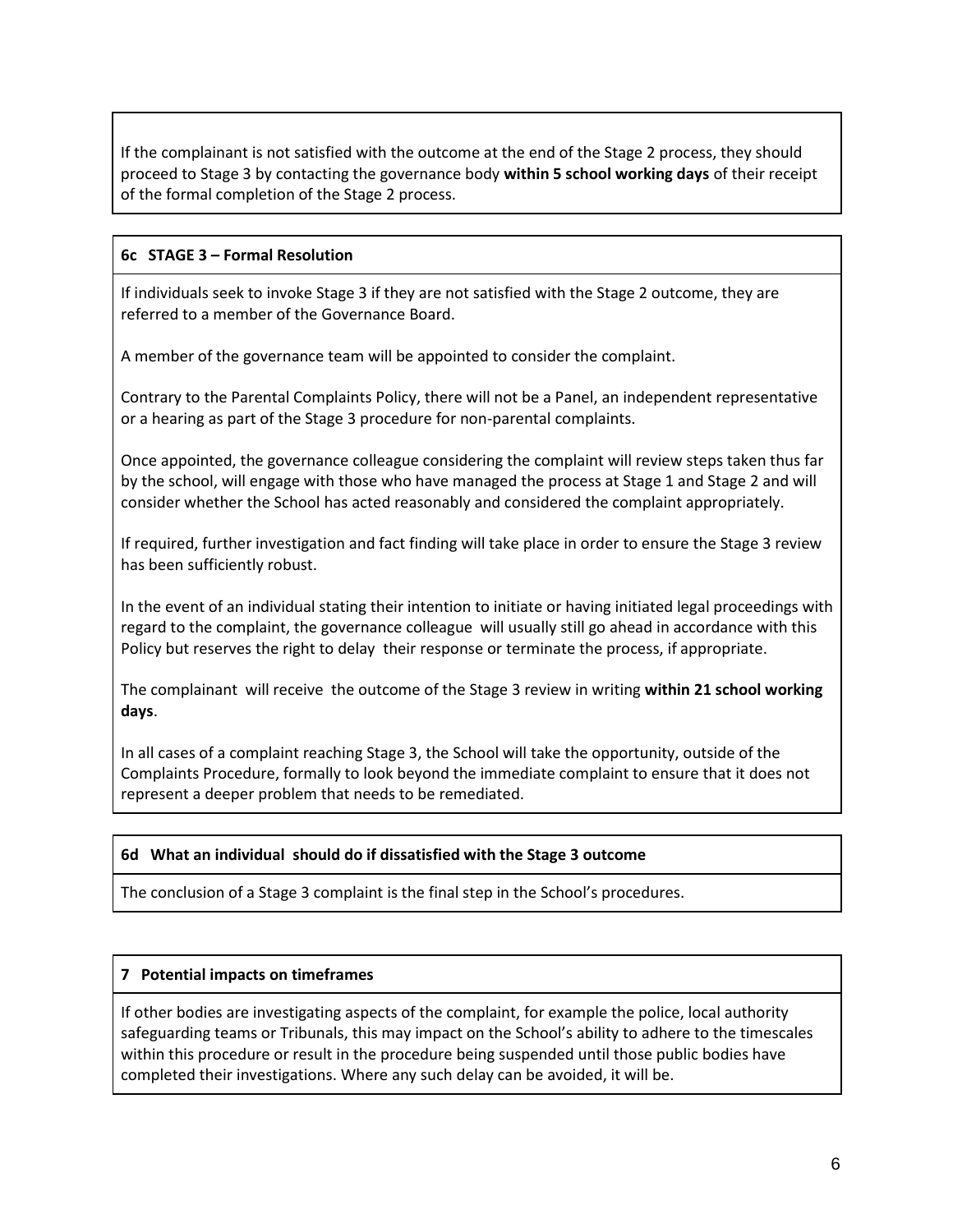If the complainant is not satisfied with the outcome at the end of the Stage 2 process, they should proceed to Stage 3 by contacting the governance body **within 5 school working days** of their receipt of the formal completion of the Stage 2 process.

### 6c STAGE 3 – Formal Resolution

If individuals seek to invoke Stage 3 if they are not satisfied with the Stage 2 outcome, they are referred to a member of the Governance Board.

A member of the governance team will be appointed to consider the complaint.

Contrary to the Parental Complaints Policy, there will not be a Panel, an independent representative or a hearing as part of the Stage 3 procedure for non-parental complaints.

Once appointed, the governance colleague considering the complaint will review steps taken thus far by the school, will engage with those who have managed the process at Stage 1 and Stage 2 and will consider whether the School has acted reasonably and considered the complaint appropriately.

If required, further investigation and fact finding will take place in order to ensure the Stage 3 review has been sufficiently robust.

In the event of an individual stating their intention to initiate or having initiated legal proceedings with regard to the complaint, the governance colleague will usually still go ahead in accordance with this Policy but reserves the right to delay their response or terminate the process, if appropriate.

The complainant will receive the outcome of the Stage 3 review in writing **within 21 school working days**.

In all cases of a complaint reaching Stage 3, the School will take the opportunity, outside of the Complaints Procedure, formally to look beyond the immediate complaint to ensure that it does not represent a deeper problem that needs to be remediated.

### 6d What an individual should do if dissatisfied with the Stage 3 outcome

The conclusion of a Stage 3 complaint is the final step in the School's procedures.

## 7 Potential impacts on timeframes

If other bodies are investigating aspects of the complaint, for example the police, local authority safeguarding teams or Tribunals, this may impact on the School's ability to adhere to the timescales within this procedure or result in the procedure being suspended until those public bodies have completed their investigations. Where any such delay can be avoided, it will be.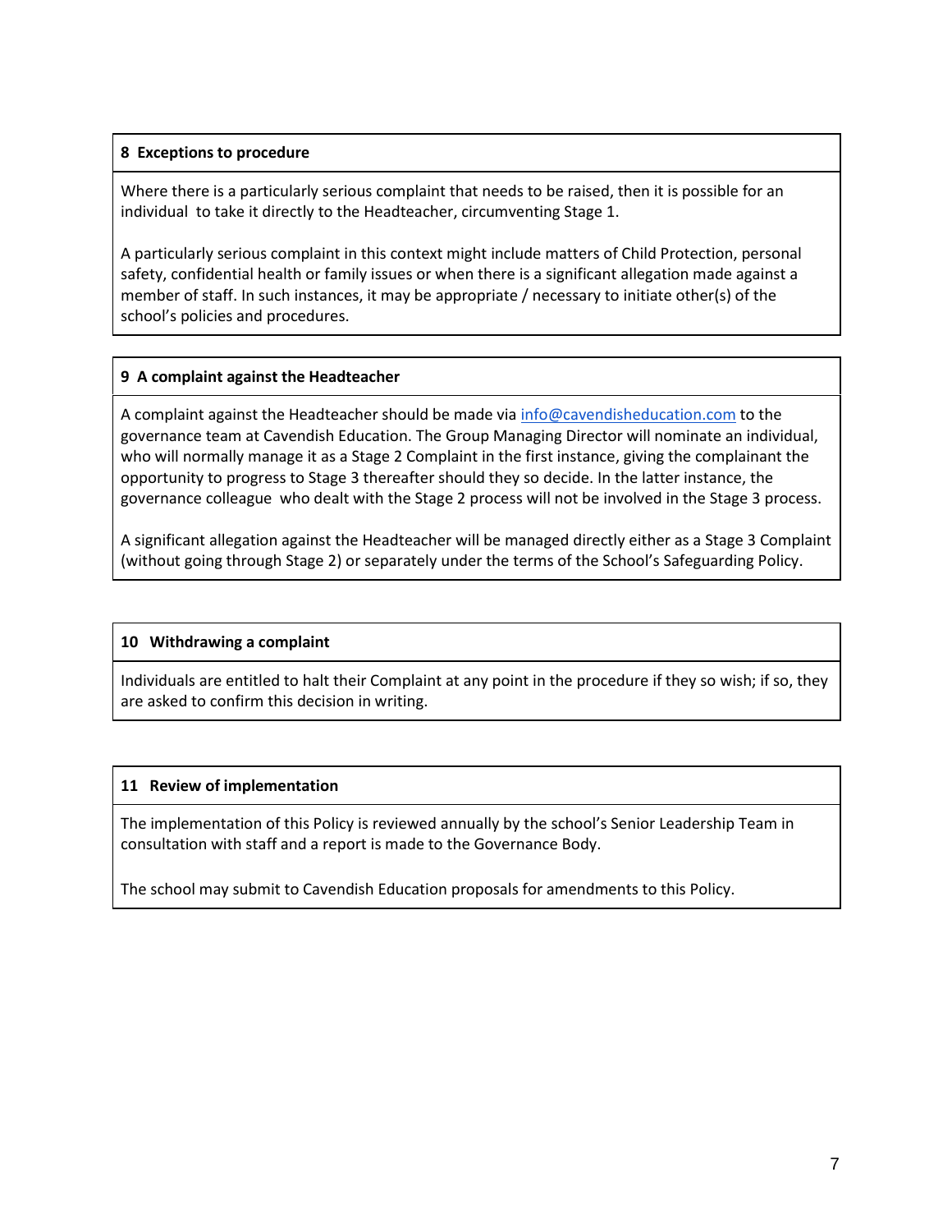## 8 Exceptions to procedure

Where there is a particularly serious complaint that needs to be raised, then it is possible for an individual to take it directly to the Headteacher, circumventing Stage 1.

A particularly serious complaint in this context might include matters of Child Protection, personal safety, confidential health or family issues or when there is a significant allegation made against a member of staff. In such instances, it may be appropriate / necessary to initiate other(s) of the school's policies and procedures.

## 9 A complaint against the Headteacher

A complaint against the Headteacher should be made via info@cavendisheducation.com to the governance team at Cavendish Education. The Group Managing Director will nominate an individual, who will normally manage it as a Stage 2 Complaint in the first instance, giving the complainant the opportunity to progress to Stage 3 thereafter should they so decide. In the latter instance, the governance colleague who dealt with the Stage 2 process will not be involved in the Stage 3 process.

A significant allegation against the Headteacher will be managed directly either as a Stage 3 Complaint (without going through Stage 2) or separately under the terms of the School's Safeguarding Policy.

## 10 Withdrawing a complaint

Individuals are entitled to halt their Complaint at any point in the procedure if they so wish; if so, they are asked to confirm this decision in writing.

## 11 Review of implementation

The implementation of this Policy is reviewed annually by the school's Senior Leadership Team in consultation with staff and a report is made to the Governance Body.

The school may submit to Cavendish Education proposals for amendments to this Policy.